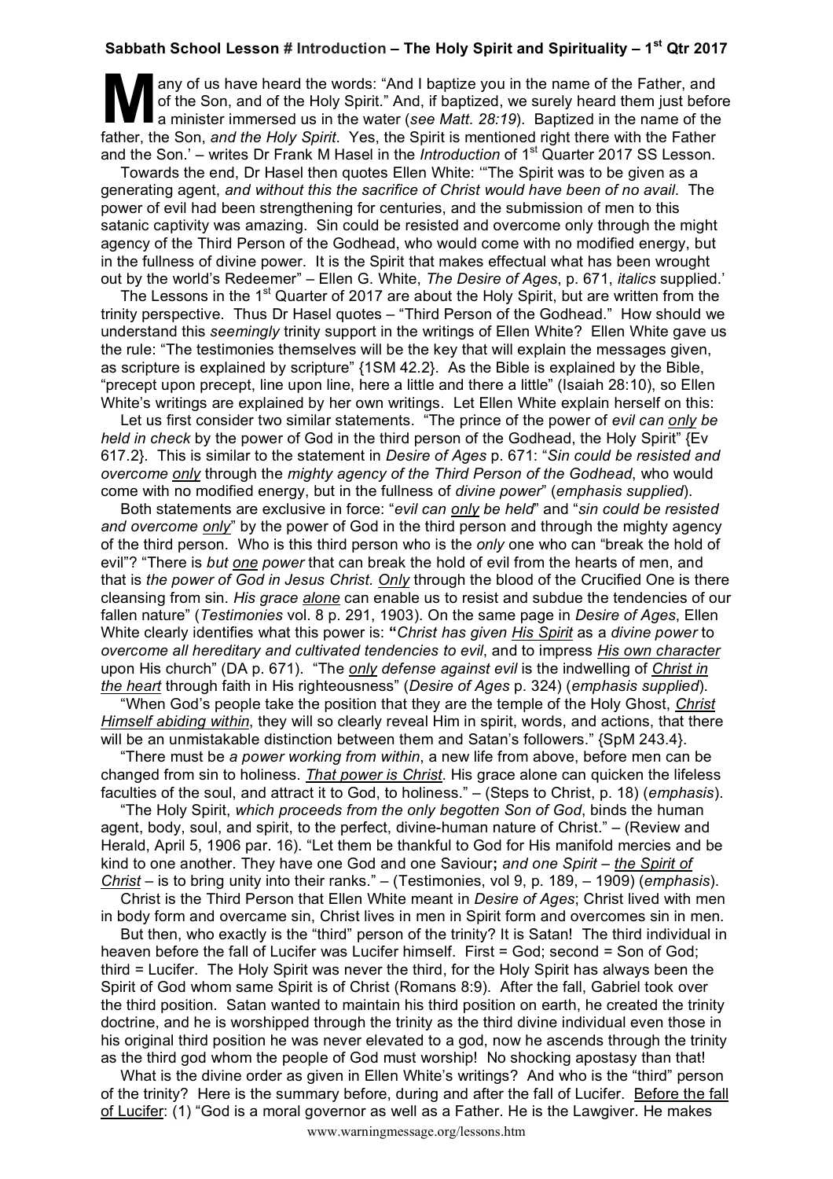**Sabbath School Lesson # Introduction – The Holy Spirit and Spirituality – 1st Qtr 2017**

Many of us have heard the words: "And I baptize you in the name of the Father, and of the Son, and of the Holy Spirit." And, if baptized, we surely heard them just before a minister immersed us in the water (*see Matt. 28:19*). Baptized in the name of the father, the Son, *and the Holy Spirit*. Yes, the Spirit is mentioned right there with the Father and the Son.' – writes Dr Frank M Hasel in the *Introduction* of 1st Quarter 2017 SS Lesson.

Towards the end, Dr Hasel then quotes Ellen White: '"The Spirit was to be given as a generating agent, *and without this the sacrifice of Christ would have been of no avail*. The power of evil had been strengthening for centuries, and the submission of men to this satanic captivity was amazing. Sin could be resisted and overcome only through the might agency of the Third Person of the Godhead, who would come with no modified energy, but in the fullness of divine power. It is the Spirit that makes effectual what has been wrought out by the world's Redeemer" – Ellen G. White, *The Desire of Ages*, p. 671, *italics* supplied.'

The Lessons in the 1st Quarter of 2017 are about the Holy Spirit, but are written from the trinity perspective. Thus Dr Hasel quotes – "Third Person of the Godhead." How should we understand this *seemingly* trinity support in the writings of Ellen White? Ellen White gave us the rule: "The testimonies themselves will be the key that will explain the messages given, as scripture is explained by scripture" {1SM 42.2}. As the Bible is explained by the Bible, "precept upon precept, line upon line, here a little and there a little" (Isaiah 28:10), so Ellen White's writings are explained by her own writings. Let Ellen White explain herself on this:

Let us first consider two similar statements. "The prince of the power of *evil can only be held in check* by the power of God in the third person of the Godhead, the Holy Spirit" {Ev 617.2}. This is similar to the statement in *Desire of Ages* p. 671: "*Sin could be resisted and overcome only* through the *mighty agency of the Third Person of the Godhead*, who would come with no modified energy, but in the fullness of *divine power*" (*emphasis supplied*).

Both statements are exclusive in force: "*evil can only be held*" and "*sin could be resisted and overcome only*" by the power of God in the third person and through the mighty agency of the third person. Who is this third person who is the *only* one who can "break the hold of evil"? "There is *but one power* that can break the hold of evil from the hearts of men, and that is *the power of God in Jesus Christ. Only* through the blood of the Crucified One is there cleansing from sin. *His grace alone* can enable us to resist and subdue the tendencies of our fallen nature" (*Testimonies* vol. 8 p. 291, 1903). On the same page in *Desire of Ages*, Ellen White clearly identifies what this power is: "*Christ has given His Spirit as a divine power to overcome all hereditary and cultivated tendencies to evil*, and to impress *His own character* upon His church" (DA p. 671). "The *only defense against evil* is the indwelling of *Christ in the heart* through faith in His righteousness" (*Desire of Ages* p. 324) (*emphasis supplied*).

"When God's people take the position that they are the temple of the Holy Ghost, *Christ Himself abiding within*, they will so clearly reveal Him in spirit, words, and actions, that there will be an unmistakable distinction between them and Satan's followers." {SpM 243.4}.

"There must be *a power working from within*, a new life from above, before men can be changed from sin to holiness. *That power is Christ*. His grace alone can quicken the lifeless faculties of the soul, and attract it to God, to holiness." – (Steps to Christ, p. 18) (*emphasis*).

"The Holy Spirit, *which proceeds from the only begotten Son of God*, binds the human agent, body, soul, and spirit, to the perfect, divine-human nature of Christ." – (Review and Herald, April 5, 1906 par. 16). "Let them be thankful to God for His manifold mercies and be kind to one another. They have one God and one Saviour**;** *and one Spirit – the Spirit of Christ* – is to bring unity into their ranks." – (Testimonies, vol 9, p. 189, – 1909) (*emphasis*).

Christ is the Third Person that Ellen White meant in *Desire of Ages*; Christ lived with men in body form and overcame sin, Christ lives in men in Spirit form and overcomes sin in men.

But then, who exactly is the "third" person of the trinity? It is Satan! The third individual in heaven before the fall of Lucifer was Lucifer himself. First = God; second = Son of God; third = Lucifer. The Holy Spirit was never the third, for the Holy Spirit has always been the Spirit of God whom same Spirit is of Christ (Romans 8:9). After the fall, Gabriel took over the third position. Satan wanted to maintain his third position on earth, he created the trinity doctrine, and he is worshipped through the trinity as the third divine individual even those in his original third position he was never elevated to a god, now he ascends through the trinity as the third god whom the people of God must worship! No shocking apostasy than that!

What is the divine order as given in Ellen White's writings? And who is the "third" person of the trinity? Here is the summary before, during and after the fall of Lucifer. Before the fall of Lucifer: (1) "God is a moral governor as well as a Father. He is the Lawgiver. He makes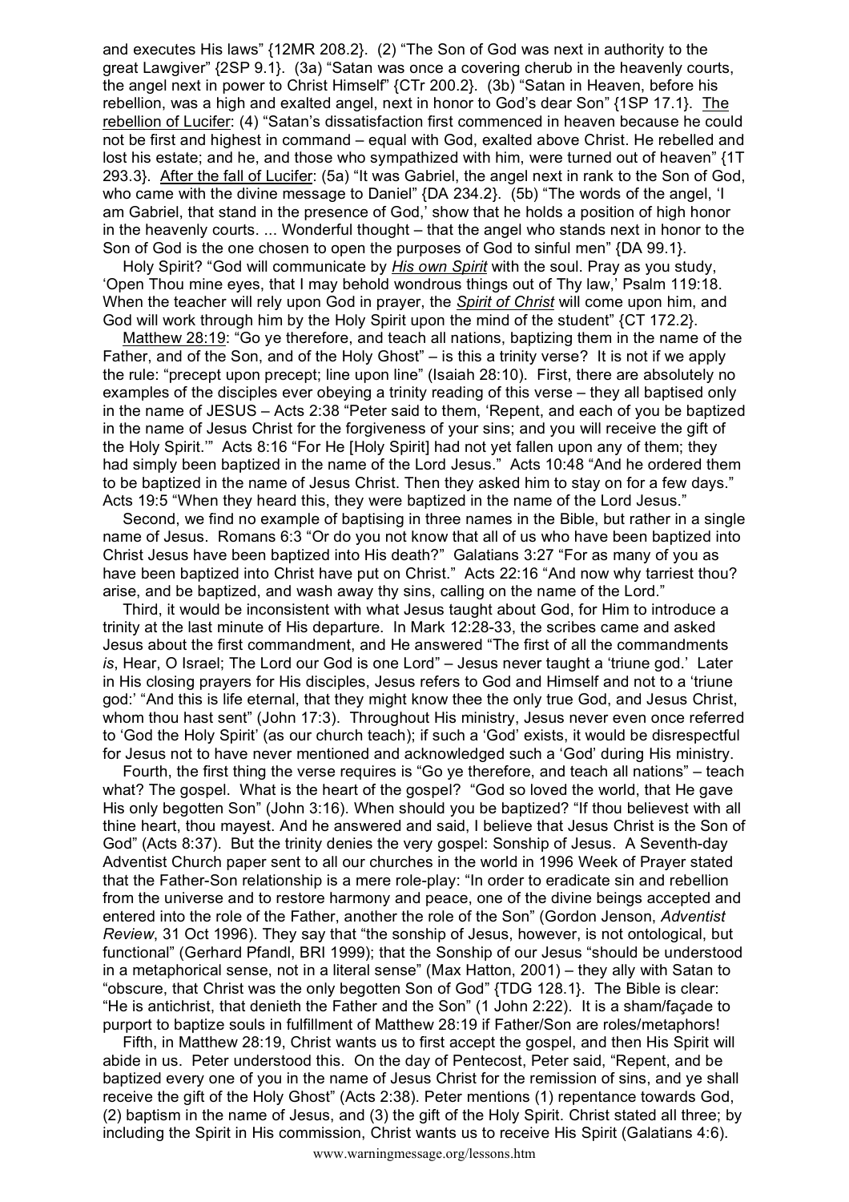and executes His laws" {12MR 208.2}. (2) "The Son of God was next in authority to the great Lawgiver" {2SP 9.1}. (3a) "Satan was once a covering cherub in the heavenly courts, the angel next in power to Christ Himself" {CTr 200.2}. (3b) "Satan in Heaven, before his rebellion, was a high and exalted angel, next in honor to God's dear Son" {1SP 17.1}. <u>The rebellion of Lucifer</u>: (4) "Satan's dissatisfaction first commenced in heaven because he could not be first and highest in command – equal with God, exalted above Christ. He rebelled and lost his estate; and he, and those who sympathized with him, were turned out of heaven" {1T 293.3}. <u>After the fall of Lucifer</u>: (5a) "It was Gabriel, the angel next in rank to the Son of God, who came with the divine message to Daniel" {DA 234.2}. (5b) "The words of the angel, 'I am Gabriel, that stand in the presence of God,' show that he holds a position of high honor in the heavenly courts. ... Wonderful thought – that the angel who stands next in honor to the Son of God is the one chosen to open the purposes of God to sinful men" {DA 99.1}.

Holy Spirit? "God will communicate by <u>*His own Spirit*</u> with the soul. Pray as you study, 'Open Thou mine eyes, that I may behold wondrous things out of Thy law,' Psalm 119:18. When the teacher will rely upon God in prayer, the <u>*Spirit of Christ*</u> will come upon him, and God will work through him by the Holy Spirit upon the mind of the student" {CT 172.2}.

<u>Matthew 28:19</u>: "Go ye therefore, and teach all nations, baptizing them in the name of the Father, and of the Son, and of the Holy Ghost" – is this a trinity verse? It is not if we apply the rule: "precept upon precept; line upon line" (Isaiah 28:10). First, there are absolutely no examples of the disciples ever obeying a trinity reading of this verse – they all baptised only in the name of JESUS – Acts 2:38 "Peter said to them, 'Repent, and each of you be baptized in the name of Jesus Christ for the forgiveness of your sins; and you will receive the gift of the Holy Spirit.'" Acts 8:16 "For He [Holy Spirit] had not yet fallen upon any of them; they had simply been baptized in the name of the Lord Jesus." Acts 10:48 "And he ordered them to be baptized in the name of Jesus Christ. Then they asked him to stay on for a few days." Acts 19:5 "When they heard this, they were baptized in the name of the Lord Jesus."

Second, we find no example of baptising in three names in the Bible, but rather in a single name of Jesus. Romans 6:3 "Or do you not know that all of us who have been baptized into Christ Jesus have been baptized into His death?" Galatians 3:27 "For as many of you as have been baptized into Christ have put on Christ." Acts 22:16 "And now why tarriest thou? arise, and be baptized, and wash away thy sins, calling on the name of the Lord."

Third, it would be inconsistent with what Jesus taught about God, for Him to introduce a trinity at the last minute of His departure. In Mark 12:28-33, the scribes came and asked Jesus about the first commandment, and He answered "The first of all the commandments *is*, Hear, O Israel; The Lord our God is one Lord" – Jesus never taught a 'triune god.' Later in His closing prayers for His disciples, Jesus refers to God and Himself and not to a 'triune god:' "And this is life eternal, that they might know thee the only true God, and Jesus Christ, whom thou hast sent" (John 17:3). Throughout His ministry, Jesus never even once referred to 'God the Holy Spirit' (as our church teach); if such a 'God' exists, it would be disrespectful for Jesus not to have never mentioned and acknowledged such a 'God' during His ministry.

Fourth, the first thing the verse requires is "Go ye therefore, and teach all nations" – teach what? The gospel. What is the heart of the gospel? "God so loved the world, that He gave His only begotten Son" (John 3:16). When should you be baptized? "If thou believest with all thine heart, thou mayest. And he answered and said, I believe that Jesus Christ is the Son of God" (Acts 8:37). But the trinity denies the very gospel: Sonship of Jesus. A Seventh-day Adventist Church paper sent to all our churches in the world in 1996 Week of Prayer stated that the Father-Son relationship is a mere role-play: "In order to eradicate sin and rebellion from the universe and to restore harmony and peace, one of the divine beings accepted and entered into the role of the Father, another the role of the Son" (Gordon Jenson, *Adventist Review*, 31 Oct 1996). They say that "the sonship of Jesus, however, is not ontological, but functional" (Gerhard Pfandl, BRI 1999); that the Sonship of our Jesus "should be understood in a metaphorical sense, not in a literal sense" (Max Hatton, 2001) – they ally with Satan to "obscure, that Christ was the only begotten Son of God" {TDG 128.1}. The Bible is clear: "He is antichrist, that denieth the Father and the Son" (1 John 2:22). It is a sham/façade to purport to baptize souls in fulfillment of Matthew 28:19 if Father/Son are roles/metaphors!

Fifth, in Matthew 28:19, Christ wants us to first accept the gospel, and then His Spirit will abide in us. Peter understood this. On the day of Pentecost, Peter said, "Repent, and be baptized every one of you in the name of Jesus Christ for the remission of sins, and ye shall receive the gift of the Holy Ghost" (Acts 2:38). Peter mentions (1) repentance towards God, (2) baptism in the name of Jesus, and (3) the gift of the Holy Spirit. Christ stated all three; by including the Spirit in His commission, Christ wants us to receive His Spirit (Galatians 4:6).

www.warningmessage.org/lessons.htm